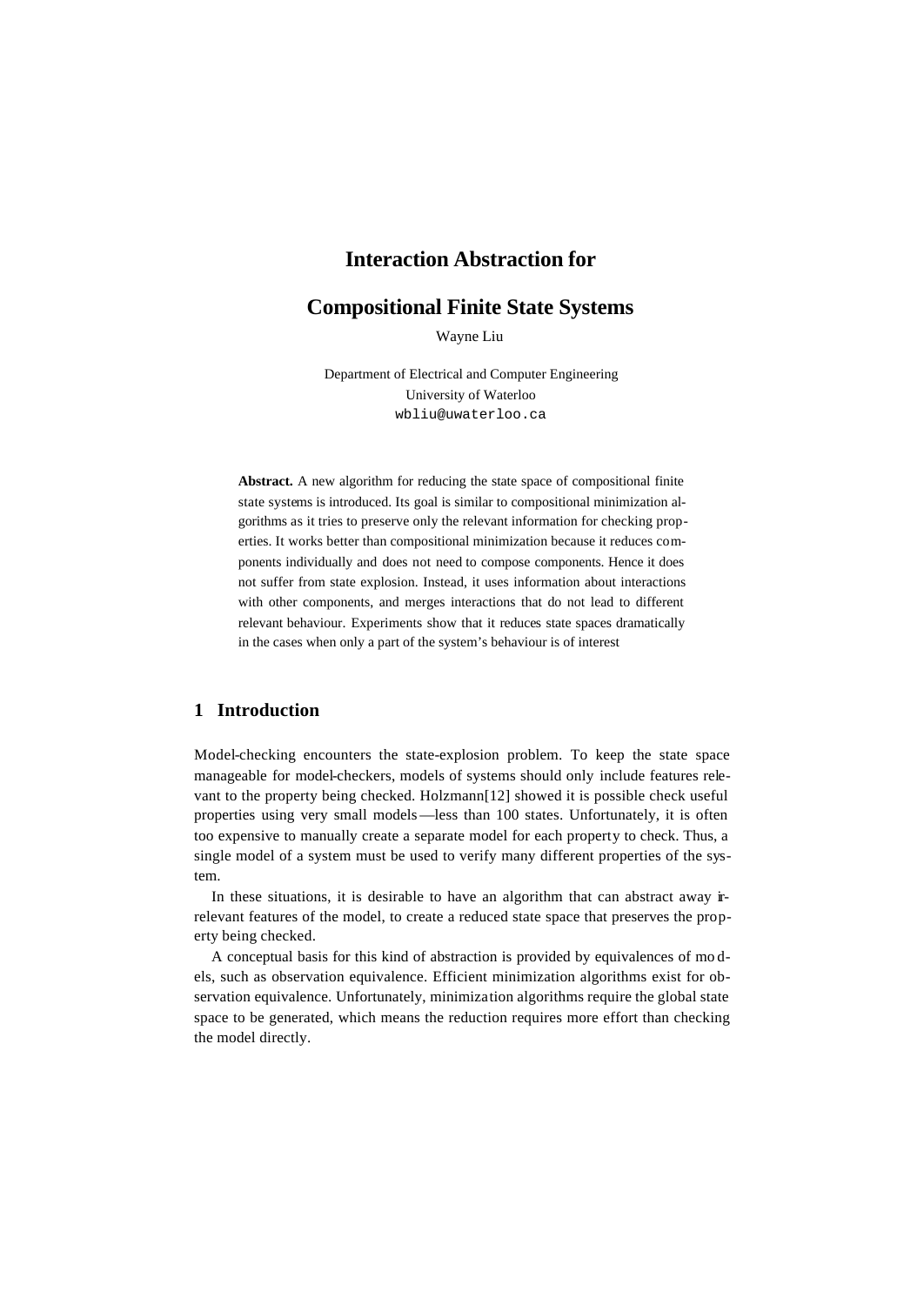# Interaction Abstraction for Compositional Finite State Systems

Wayne Liu

Department of Electrical and Computer Engineering
University of Waterloo
wbliu@uwaterloo.ca

**Abstract.** A new algorithm for reducing the state space of compositional finite state systems is introduced. Its goal is similar to compositional minimization algorithms as it tries to preserve only the relevant information for checking properties. It works better than compositional minimization because it reduces components individually and does not need to compose components. Hence it does not suffer from state explosion. Instead, it uses information about interactions with other components, and merges interactions that do not lead to different relevant behaviour. Experiments show that it reduces state spaces dramatically in the cases when only a part of the system's behaviour is of interest

## 1 Introduction

Model-checking encounters the state-explosion problem. To keep the state space manageable for model-checkers, models of systems should only include features relevant to the property being checked. Holzmann[12] showed it is possible check useful properties using very small models—less than 100 states. Unfortunately, it is often too expensive to manually create a separate model for each property to check. Thus, a single model of a system must be used to verify many different properties of the system.

In these situations, it is desirable to have an algorithm that can abstract away irrelevant features of the model, to create a reduced state space that preserves the property being checked.

A conceptual basis for this kind of abstraction is provided by equivalences of models, such as observation equivalence. Efficient minimization algorithms exist for observation equivalence. Unfortunately, minimization algorithms require the global state space to be generated, which means the reduction requires more effort than checking the model directly.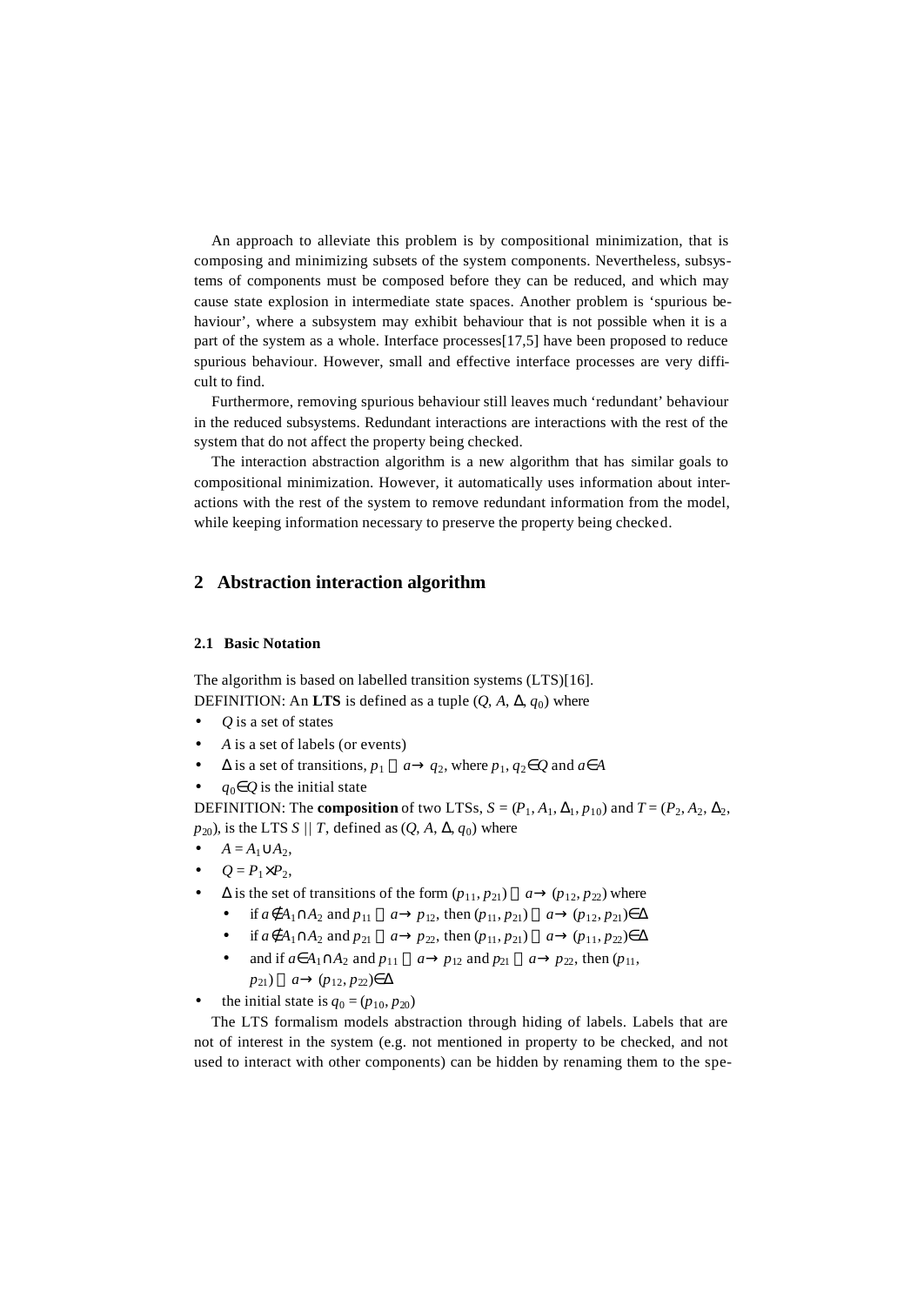An approach to alleviate this problem is by compositional minimization, that is composing and minimizing subsets of the system components. Nevertheless, subsystems of components must be composed before they can be reduced, and which may cause state explosion in intermediate state spaces. Another problem is 'spurious behaviour', where a subsystem may exhibit behaviour that is not possible when it is a part of the system as a whole. Interface processes[17,5] have been proposed to reduce spurious behaviour. However, small and effective interface processes are very difficult to find.

Furthermore, removing spurious behaviour still leaves much 'redundant' behaviour in the reduced subsystems. Redundant interactions are interactions with the rest of the system that do not affect the property being checked.

The interaction abstraction algorithm is a new algorithm that has similar goals to compositional minimization. However, it automatically uses information about interactions with the rest of the system to remove redundant information from the model, while keeping information necessary to preserve the property being checked.

## 2 Abstraction interaction algorithm

### 2.1 Basic Notation

The algorithm is based on labelled transition systems (LTS)[16].
DEFINITION: An **LTS** is defined as a tuple $(Q, A, \Delta, q_0)$ where

- $Q$ is a set of states
- $A$ is a set of labels (or events)
- $\Delta$ is a set of transitions, $p_1 \xrightarrow{a} q_2$, where $p_1, q_2 \in Q$ and $a \in A$
- $q_0 \in Q$ is the initial state

DEFINITION: The **composition** of two LTSs, $S = (P_1, A_1, \Delta_1, p_{10})$ and $T = (P_2, A_2, \Delta_2, p_{20})$, is the LTS $S \mid\mid T$, defined as $(Q, A, \Delta, q_0)$ where

- $A = A_1 \cup A_2$,
- $Q = P_1 \times P_2$,
- $\Delta$ is the set of transitions of the form $(p_{11}, p_{21}) \xrightarrow{a} (p_{12}, p_{22})$ where
  - if $a \notin A_1 \cap A_2$ and $p_{11} \xrightarrow{a} p_{12}$, then $(p_{11}, p_{21}) \xrightarrow{a} (p_{12}, p_{21}) \in \Delta$
  - if $a \notin A_1 \cap A_2$ and $p_{21} \xrightarrow{a} p_{22}$, then $(p_{11}, p_{21}) \xrightarrow{a} (p_{11}, p_{22}) \in \Delta$
  - and if $a \in A_1 \cap A_2$ and $p_{11} \xrightarrow{a} p_{12}$ and $p_{21} \xrightarrow{a} p_{22}$, then $(p_{11}, p_{21}) \xrightarrow{a} (p_{12}, p_{22}) \in \Delta$
- the initial state is $q_0 = (p_{10}, p_{20})$

The LTS formalism models abstraction through hiding of labels. Labels that are not of interest in the system (e.g. not mentioned in property to be checked, and not used to interact with other components) can be hidden by renaming them to the spe-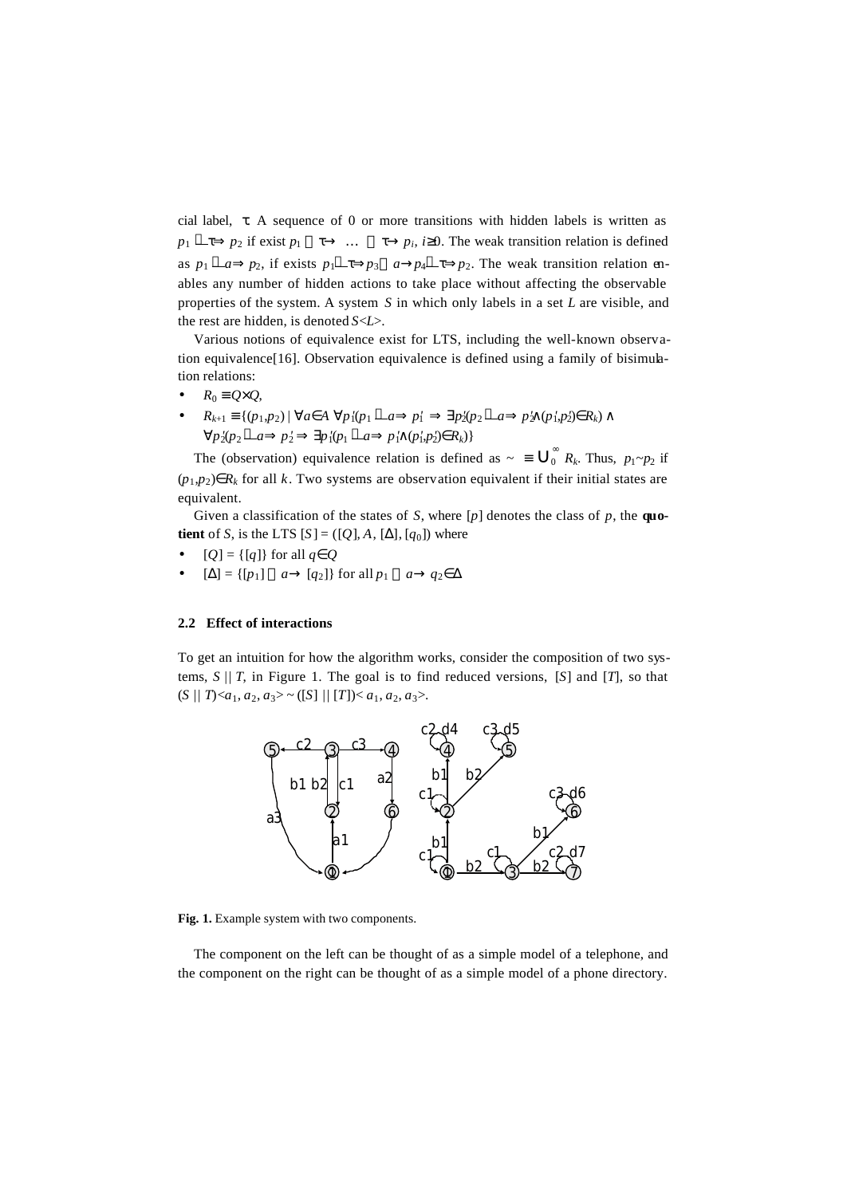cial label, $\tau$. A sequence of 0 or more transitions with hidden labels is written as $p_1 \overset{\tau}{\Rightarrow} p_2$ if exist $p_1 \overset{\tau}{\rightarrow} \ldots \overset{\tau}{\rightarrow} p_i$, $i \geq 0$. The weak transition relation is defined as $p_1 \overset{a}{\Rightarrow} p_2$, if exists $p_1 \overset{\tau}{\Rightarrow} p_3 \overset{a}{\rightarrow} p_4 \overset{\tau}{\Rightarrow} p_2$. The weak transition relation enables any number of hidden actions to take place without affecting the observable properties of the system. A system $S$ in which only labels in a set $L$ are visible, and the rest are hidden, is denoted $S\langle L \rangle$.

Various notions of equivalence exist for LTS, including the well-known observation equivalence[16]. Observation equivalence is defined using a family of bisimulation relations:

- $R_0 \equiv Q \times Q$,
- $R_{k+1} \equiv \{(p_1,p_2) \mid \forall a \in A\ \forall p_1'(p_1 \overset{a}{\Rightarrow} p_1' \Rightarrow \exists p_2'(p_2 \overset{a}{\Rightarrow} p_2' \wedge (p_1',p_2') \in R_k) \wedge \forall p_2'(p_2 \overset{a}{\Rightarrow} p_2' \Rightarrow \exists p_1'(p_1 \overset{a}{\Rightarrow} p_1' \wedge (p_1',p_2') \in R_k)\}$

The (observation) equivalence relation is defined as $\sim\ \equiv \bigcup_0^{\infty} R_k$. Thus, $p_1 \sim p_2$ if $(p_1,p_2) \in R_k$ for all $k$. Two systems are observation equivalent if their initial states are equivalent.

Given a classification of the states of $S$, where $[p]$ denotes the class of $p$, the **quotient** of $S$, is the LTS $[S] = ([Q], A, [\Delta], [q_0])$ where

- $[Q] = \{[q]\}$ for all $q \in Q$
- $[\Delta] = \{[p_1] \overset{a}{\rightarrow} [q_2]\}$ for all $p_1 \overset{a}{\rightarrow} q_2 \in \Delta$

### 2.2 Effect of interactions

To get an intuition for how the algorithm works, consider the composition of two systems, $S \,||\, T$, in Figure 1. The goal is to find reduced versions, $[S]$ and $[T]$, so that $(S \,||\, T)\langle a_1, a_2, a_3 \rangle \sim ([S] \,||\, [T])\langle a_1, a_2, a_3 \rangle$.

**Fig. 1.** Example system with two components.

The component on the left can be thought of as a simple model of a telephone, and the component on the right can be thought of as a simple model of a phone directory.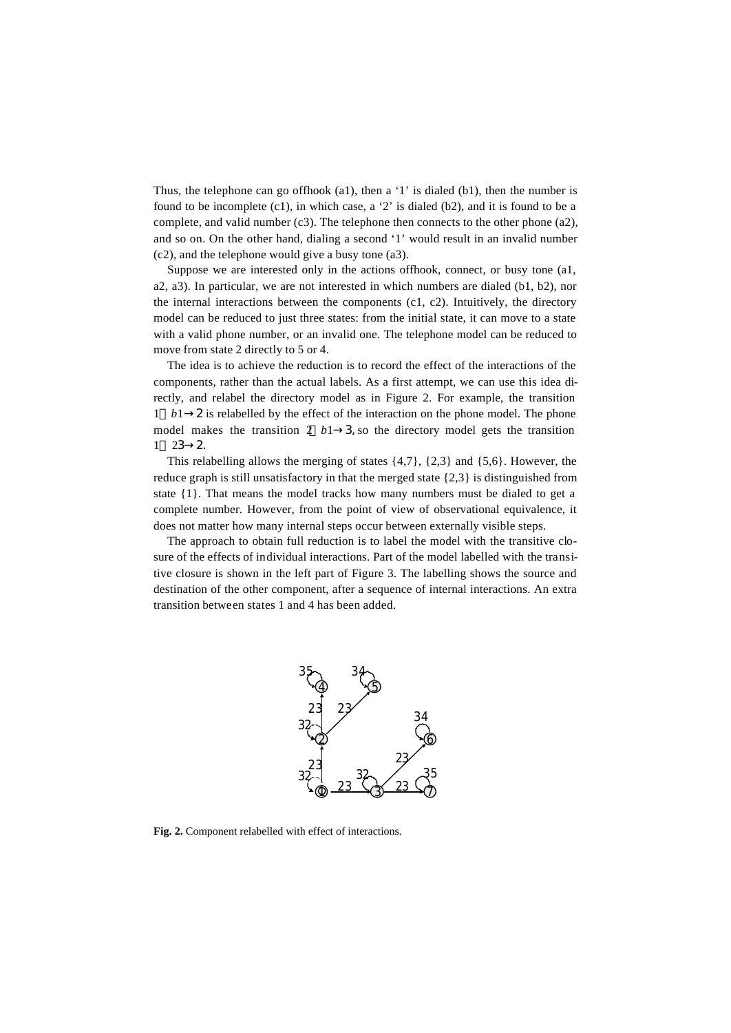Thus, the telephone can go offhook (a1), then a '1' is dialed (b1), then the number is found to be incomplete (c1), in which case, a '2' is dialed (b2), and it is found to be a complete, and valid number (c3). The telephone then connects to the other phone (a2), and so on. On the other hand, dialing a second '1' would result in an invalid number (c2), and the telephone would give a busy tone (a3).

Suppose we are interested only in the actions offhook, connect, or busy tone (a1, a2, a3). In particular, we are not interested in which numbers are dialed (b1, b2), nor the internal interactions between the components (c1, c2). Intuitively, the directory model can be reduced to just three states: from the initial state, it can move to a state with a valid phone number, or an invalid one. The telephone model can be reduced to move from state 2 directly to 5 or 4.

The idea is to achieve the reduction is to record the effect of the interactions of the components, rather than the actual labels. As a first attempt, we can use this idea directly, and relabel the directory model as in Figure 2. For example, the transition $1 \xrightarrow{b1} 2$ is relabelled by the effect of the interaction on the phone model. The phone model makes the transition $2 \xrightarrow{b1} 3$, so the directory model gets the transition $1 \xrightarrow{23} 2$.

This relabelling allows the merging of states {4,7}, {2,3} and {5,6}. However, the reduce graph is still unsatisfactory in that the merged state {2,3} is distinguished from state {1}. That means the model tracks how many numbers must be dialed to get a complete number. However, from the point of view of observational equivalence, it does not matter how many internal steps occur between externally visible steps.

The approach to obtain full reduction is to label the model with the transitive closure of the effects of individual interactions. Part of the model labelled with the transitive closure is shown in the left part of Figure 3. The labelling shows the source and destination of the other component, after a sequence of internal interactions. An extra transition between states 1 and 4 has been added.

**Fig. 2.** Component relabelled with effect of interactions.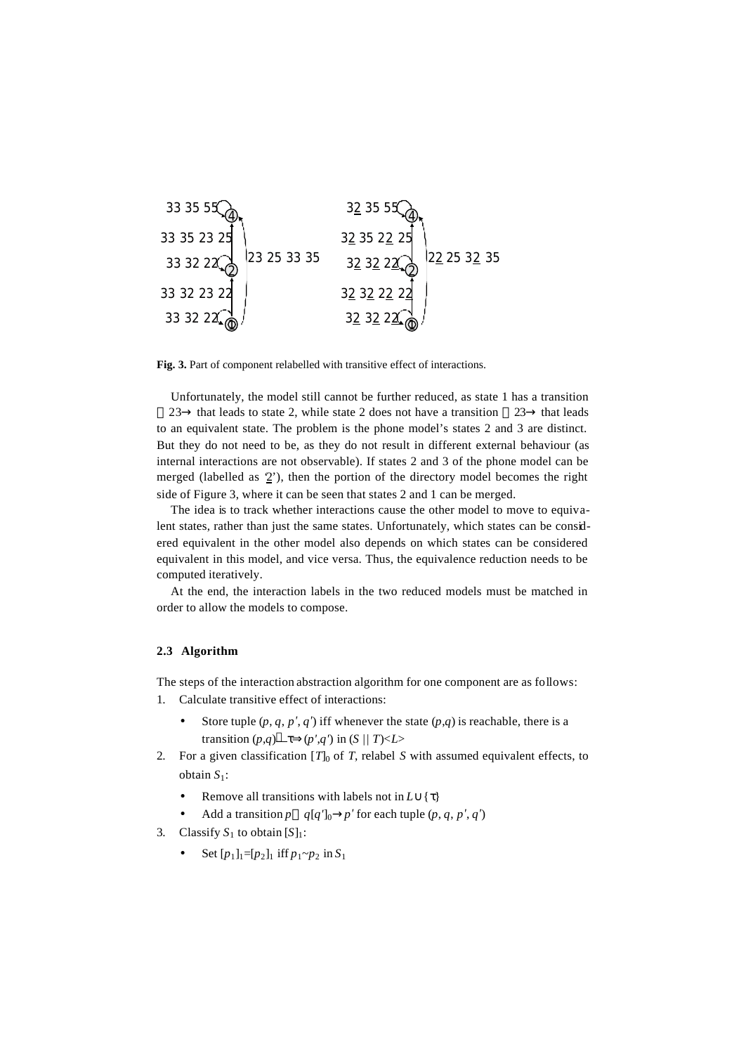Fig. 3. Part of component relabelled with transitive effect of interactions.

Unfortunately, the model still cannot be further reduced, as state 1 has a transition 23→ that leads to state 2, while state 2 does not have a transition 23→ that leads to an equivalent state. The problem is the phone model's states 2 and 3 are distinct. But they do not need to be, as they do not result in different external behaviour (as internal interactions are not observable). If states 2 and 3 of the phone model can be merged (labelled as '2̲'), then the portion of the directory model becomes the right side of Figure 3, where it can be seen that states 2 and 1 can be merged.

The idea is to track whether interactions cause the other model to move to equivalent states, rather than just the same states. Unfortunately, which states can be considered equivalent in the other model also depends on which states can be considered equivalent in this model, and vice versa. Thus, the equivalence reduction needs to be computed iteratively.

At the end, the interaction labels in the two reduced models must be matched in order to allow the models to compose.

### 2.3 Algorithm

The steps of the interaction abstraction algorithm for one component are as follows:

1. Calculate transitive effect of interactions:
   - Store tuple $(p, q, p', q')$ iff whenever the state $(p,q)$ is reachable, there is a transition $(p,q) \xrightarrow{\tau} (p',q')$ in $(S \,||\, T)$<$L$>
2. For a given classification $[T]_0$ of $T$, relabel $S$ with assumed equivalent effects, to obtain $S_1$:
   - Remove all transitions with labels not in $L \cup \{\tau\}$
   - Add a transition $p \xrightarrow{q[q']_0} p'$ for each tuple $(p, q, p', q')$
3. Classify $S_1$ to obtain $[S]_1$:
   - Set $[p_1]_1 = [p_2]_1$ iff $p_1 \sim p_2$ in $S_1$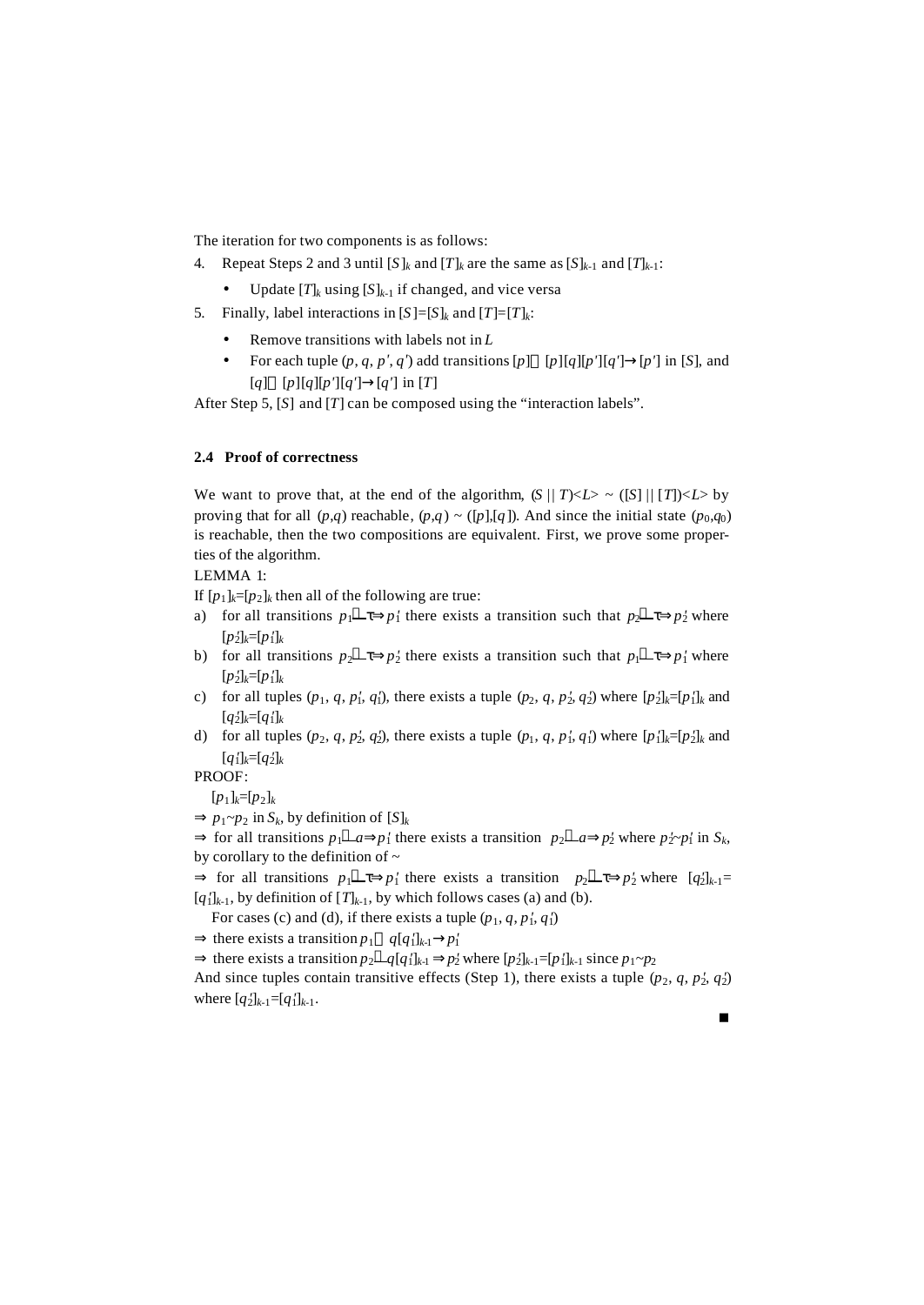The iteration for two components is as follows:

4. Repeat Steps 2 and 3 until $[S]_k$ and $[T]_k$ are the same as $[S]_{k-1}$ and $[T]_{k-1}$:
   - Update $[T]_k$ using $[S]_{k-1}$ if changed, and vice versa
5. Finally, label interactions in $[S]=[S]_k$ and $[T]=[T]_k$:
   - Remove transitions with labels not in $L$
   - For each tuple $(p, q, p', q')$ add transitions $[p] — [p][q][p'][q'] \rightarrow [p']$ in $[S]$, and $[q] — [p][q][p'][q'] \rightarrow [q']$ in $[T]$

After Step 5, $[S]$ and $[T]$ can be composed using the "interaction labels".

### 2.4 Proof of correctness

We want to prove that, at the end of the algorithm, $(S \,||\, T)\langle L\rangle \sim ([S] \,||\, [T])\langle L\rangle$ by proving that for all $(p,q)$ reachable, $(p,q) \sim ([p],[q])$. And since the initial state $(p_0,q_0)$ is reachable, then the two compositions are equivalent. First, we prove some properties of the algorithm.

LEMMA 1:

If $[p_1]_k=[p_2]_k$ then all of the following are true:

a) for all transitions $p_1 — \tau \Rightarrow p_1'$ there exists a transition such that $p_2 — \tau \Rightarrow p_2'$ where $[p_2']_k=[p_1']_k$
b) for all transitions $p_2 — \tau \Rightarrow p_2'$ there exists a transition such that $p_1 — \tau \Rightarrow p_1'$ where $[p_2']_k=[p_1']_k$
c) for all tuples $(p_1, q, p_1', q_1')$, there exists a tuple $(p_2, q, p_2', q_2')$ where $[p_2']_k=[p_1']_k$ and $[q_2']_k=[q_1']_k$
d) for all tuples $(p_2, q, p_2', q_2')$, there exists a tuple $(p_1, q, p_1', q_1')$ where $[p_1']_k=[p_2']_k$ and $[q_1']_k=[q_2']_k$

PROOF:

$[p_1]_k=[p_2]_k$

$\Rightarrow$ $p_1 \sim p_2$ in $S_k$, by definition of $[S]_k$

$\Rightarrow$ for all transitions $p_1 — a \Rightarrow p_1'$ there exists a transition $p_2 — a \Rightarrow p_2'$ where $p_2' \sim p_1'$ in $S_k$, by corollary to the definition of $\sim$

$\Rightarrow$ for all transitions $p_1 — \tau \Rightarrow p_1'$ there exists a transition $p_2 — \tau \Rightarrow p_2'$ where $[q_2']_{k-1}=[q_1']_{k-1}$, by definition of $[T]_{k-1}$, by which follows cases (a) and (b).

For cases (c) and (d), if there exists a tuple $(p_1, q, p_1', q_1')$

$\Rightarrow$ there exists a transition $p_1 — q[q_1']_{k-1} \rightarrow p_1'$

$\Rightarrow$ there exists a transition $p_2 — q[q_1']_{k-1} \Rightarrow p_2'$ where $[p_2']_{k-1}=[p_1']_{k-1}$ since $p_1 \sim p_2$

And since tuples contain transitive effects (Step 1), there exists a tuple $(p_2, q, p_2', q_2')$ where $[q_2']_{k-1}=[q_1']_{k-1}$.

∎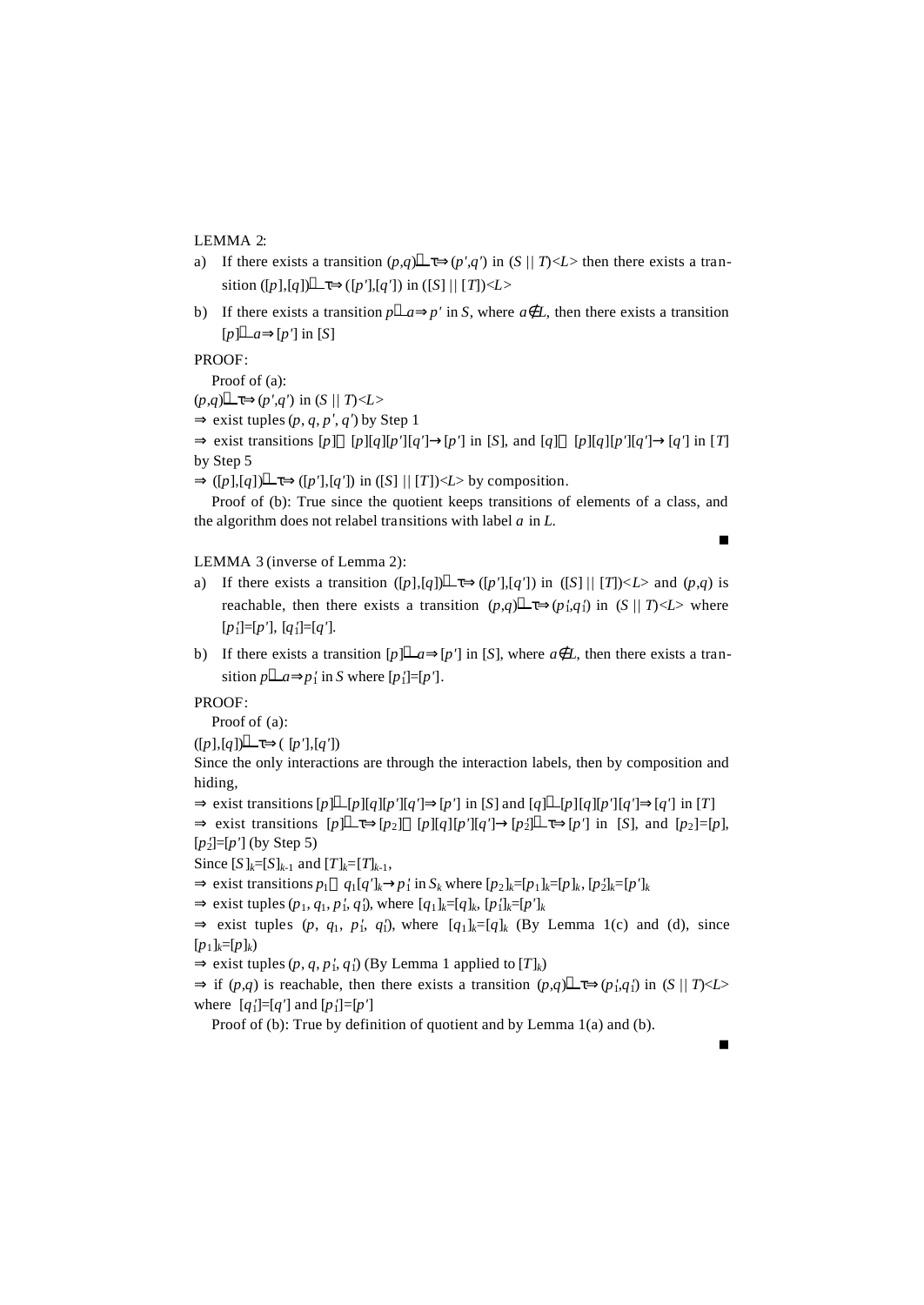LEMMA 2:

a) If there exists a transition $(p,q) \overset{\tau}{\Rightarrow} (p',q')$ in $(S \,||\, T)\langle L\rangle$ then there exists a transition $([p],[q]) \overset{\tau}{\Rightarrow} ([p'],[q'])$ in $([S] \,||\, [T])\langle L\rangle$

b) If there exists a transition $p \overset{a}{\Rightarrow} p'$ in $S$, where $a \notin L$, then there exists a transition $[p] \overset{a}{\Rightarrow} [p']$ in $[S]$

PROOF:

Proof of (a):

$(p,q) \overset{\tau}{\Rightarrow} (p',q')$ in $(S \,||\, T)\langle L\rangle$

$\Rightarrow$ exist tuples $(p, q, p', q')$ by Step 1

$\Rightarrow$ exist transitions $[p] \overset{[p][q][p'][q']}{\longrightarrow} [p']$ in $[S]$, and $[q] \overset{[p][q][p'][q']}{\longrightarrow} [q']$ in $[T]$ by Step 5

$\Rightarrow$ $([p],[q]) \overset{\tau}{\Rightarrow} ([p'],[q'])$ in $([S] \,||\, [T])\langle L\rangle$ by composition.

Proof of (b): True since the quotient keeps transitions of elements of a class, and the algorithm does not relabel transitions with label $a$ in $L$.

■

LEMMA 3 (inverse of Lemma 2):

a) If there exists a transition $([p],[q]) \overset{\tau}{\Rightarrow} ([p'],[q'])$ in $([S] \,||\, [T])\langle L\rangle$ and $(p,q)$ is reachable, then there exists a transition $(p,q) \overset{\tau}{\Rightarrow} (p_1',q_1')$ in $(S \,||\, T)\langle L\rangle$ where $[p_1']=[p']$, $[q_1']=[q']$.

b) If there exists a transition $[p] \overset{a}{\Rightarrow} [p']$ in $[S]$, where $a \notin L$, then there exists a transition $p \overset{a}{\Rightarrow} p_1'$ in $S$ where $[p_1']=[p']$.

PROOF:

Proof of (a):

$([p],[q]) \overset{\tau}{\Rightarrow} ([p'],[q'])$

Since the only interactions are through the interaction labels, then by composition and hiding,

$\Rightarrow$ exist transitions $[p] \overset{[p][q][p'][q']}{\Longrightarrow} [p']$ in $[S]$ and $[q] \overset{[p][q][p'][q']}{\Longrightarrow} [q']$ in $[T]$

$\Rightarrow$ exist transitions $[p] \overset{\tau}{\Rightarrow} [p_2] \overset{[p][q][p'][q']}{\longrightarrow} [p_2'] \overset{\tau}{\Rightarrow} [p']$ in $[S]$, and $[p_2]=[p]$, $[p_2']=[p']$ (by Step 5)

Since $[S]_k=[S]_{k-1}$ and $[T]_k=[T]_{k-1}$,

$\Rightarrow$ exist transitions $p_1 \overset{q_1[q']_k}{\longrightarrow} p_1'$ in $S_k$ where $[p_2]_k=[p_1]_k=[p]_k$, $[p_2']_k=[p']_k$

$\Rightarrow$ exist tuples $(p_1, q_1, p_1', q_1')$, where $[q_1]_k=[q]_k$, $[p_1']_k=[p']_k$

$\Rightarrow$ exist tuples $(p, q_1, p_1', q_1')$, where $[q_1]_k=[q]_k$ (By Lemma 1(c) and (d), since $[p_1]_k=[p]_k$)

$\Rightarrow$ exist tuples $(p, q, p_1', q_1')$ (By Lemma 1 applied to $[T]_k$)

$\Rightarrow$ if $(p,q)$ is reachable, then there exists a transition $(p,q) \overset{\tau}{\Rightarrow} (p_1',q_1')$ in $(S \,||\, T)\langle L\rangle$ where $[q_1']=[q']$ and $[p_1']=[p']$

Proof of (b): True by definition of quotient and by Lemma 1(a) and (b).

■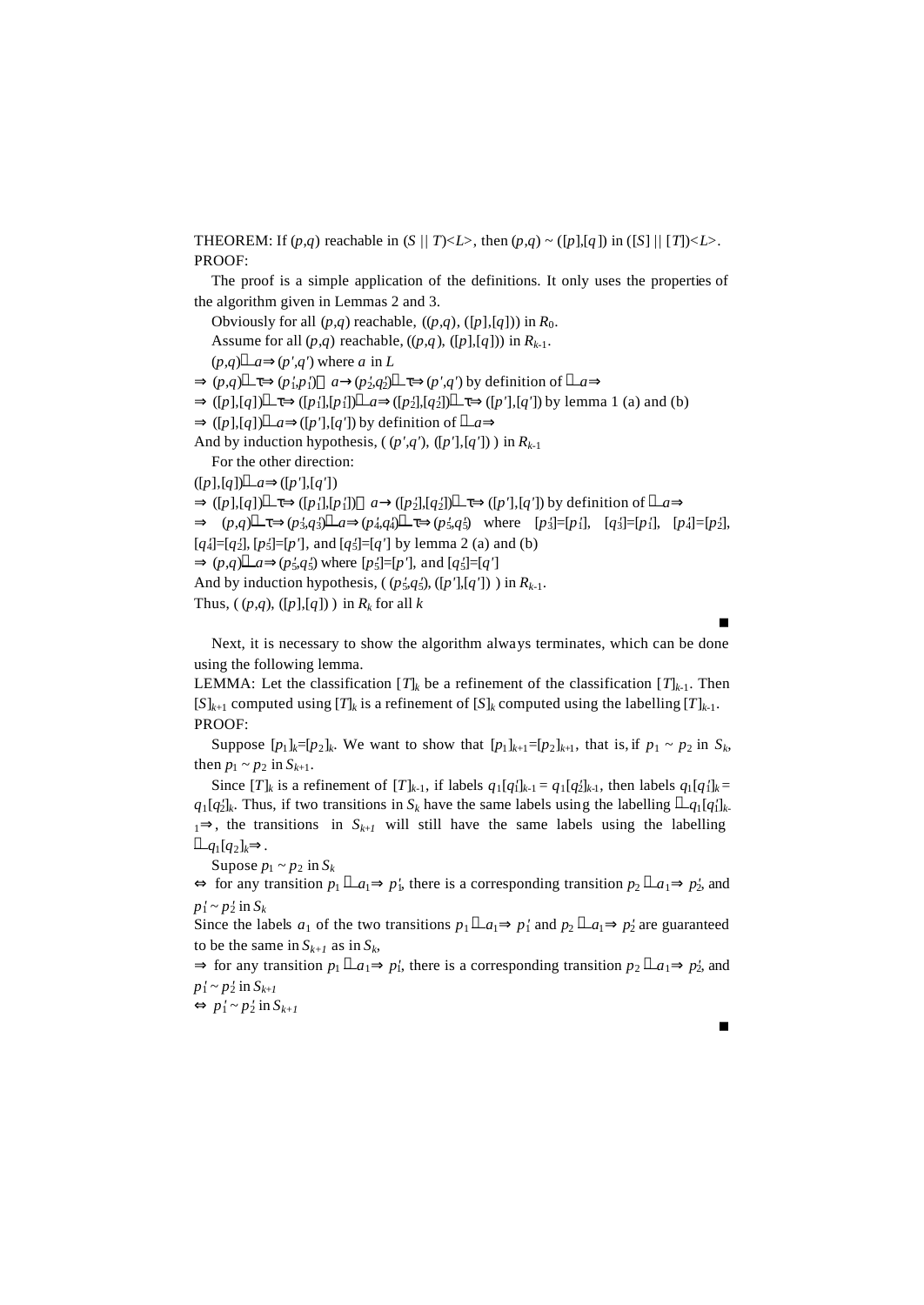THEOREM: If $(p,q)$ reachable in $(S \mid\mid T)\langle L\rangle$, then $(p,q) \sim ([p],[q])$ in $([S] \mid\mid [T])\langle L\rangle$.
PROOF:

The proof is a simple application of the definitions. It only uses the properties of the algorithm given in Lemmas 2 and 3.

Obviously for all $(p,q)$ reachable, $((p,q), ([p],[q]))$ in $R_0$.

Assume for all $(p,q)$ reachable, $((p,q), ([p],[q]))$ in $R_{k-1}$.

$(p,q) \overset{a}{\Rightarrow} (p',q')$ where $a$ in $L$

$\Rightarrow$ $(p,q) \overset{\tau}{\Rightarrow} (p_1',p_1') \overset{a}{\rightarrow} (p_2',q_2') \overset{\tau}{\Rightarrow} (p',q')$ by definition of $\overset{a}{\Rightarrow}$

$\Rightarrow$ $([p],[q]) \overset{\tau}{\Rightarrow} ([p_1'],[p_1']) \overset{a}{\Rightarrow} ([p_2'],[q_2']) \overset{\tau}{\Rightarrow} ([p'],[q'])$ by lemma 1 (a) and (b)

$\Rightarrow$ $([p],[q]) \overset{a}{\Rightarrow} ([p'],[q'])$ by definition of $\overset{a}{\Rightarrow}$

And by induction hypothesis, $( (p',q'), ([p'],[q']) )$ in $R_{k-1}$

For the other direction:

$([p],[q]) \overset{a}{\Rightarrow} ([p'],[q'])$

$\Rightarrow$ $([p],[q]) \overset{\tau}{\Rightarrow} ([p_1'],[p_1']) \overset{a}{\rightarrow} ([p_2'],[q_2']) \overset{\tau}{\Rightarrow} ([p'],[q'])$ by definition of $\overset{a}{\Rightarrow}$

$\Rightarrow$ $(p,q) \overset{\tau}{\Rightarrow} (p_3',q_3') \overset{a}{\Rightarrow} (p_4',q_4') \overset{\tau}{\Rightarrow} (p_5',q_5')$ where $[p_3']=[p_1']$, $[q_3']=[p_1']$, $[p_4']=[p_2']$, $[q_4']=[q_2']$, $[p_5']=[p']$, and $[q_5']=[q']$ by lemma 2 (a) and (b)

$\Rightarrow$ $(p,q) \overset{a}{\Rightarrow} (p_5',q_5')$ where $[p_5']=[p']$, and $[q_5']=[q']$

And by induction hypothesis, $( (p_5',q_5'), ([p'],[q']) )$ in $R_{k-1}$.

Thus, $( (p,q), ([p],[q]) )$ in $R_k$ for all $k$

■

Next, it is necessary to show the algorithm always terminates, which can be done using the following lemma.

LEMMA: Let the classification $[T]_k$ be a refinement of the classification $[T]_{k-1}$. Then $[S]_{k+1}$ computed using $[T]_k$ is a refinement of $[S]_k$ computed using the labelling $[T]_{k-1}$.
PROOF:

Suppose $[p_1]_k=[p_2]_k$. We want to show that $[p_1]_{k+1}=[p_2]_{k+1}$, that is, if $p_1 \sim p_2$ in $S_k$, then $p_1 \sim p_2$ in $S_{k+1}$.

Since $[T]_k$ is a refinement of $[T]_{k-1}$, if labels $q_1[q_1']_{k-1} = q_1[q_2']_{k-1}$, then labels $q_1[q_1']_k = q_1[q_2']_k$. Thus, if two transitions in $S_k$ have the same labels using the labelling $\overset{q_1[q_1']_{k-1}}{\Rightarrow}$, the transitions in $S_{k+1}$ will still have the same labels using the labelling $\overset{q_1[q_2]_k}{\Rightarrow}$.

Supose $p_1 \sim p_2$ in $S_k$

$\Leftrightarrow$ for any transition $p_1 \overset{a_1}{\Rightarrow} p_1'$, there is a corresponding transition $p_2 \overset{a_1}{\Rightarrow} p_2'$, and $p_1' \sim p_2'$ in $S_k$

Since the labels $a_1$ of the two transitions $p_1 \overset{a_1}{\Rightarrow} p_1'$ and $p_2 \overset{a_1}{\Rightarrow} p_2'$ are guaranteed to be the same in $S_{k+1}$ as in $S_k$,

$\Rightarrow$ for any transition $p_1 \overset{a_1}{\Rightarrow} p_1'$, there is a corresponding transition $p_2 \overset{a_1}{\Rightarrow} p_2'$, and $p_1' \sim p_2'$ in $S_{k+1}$

$\Leftrightarrow$ $p_1' \sim p_2'$ in $S_{k+1}$

■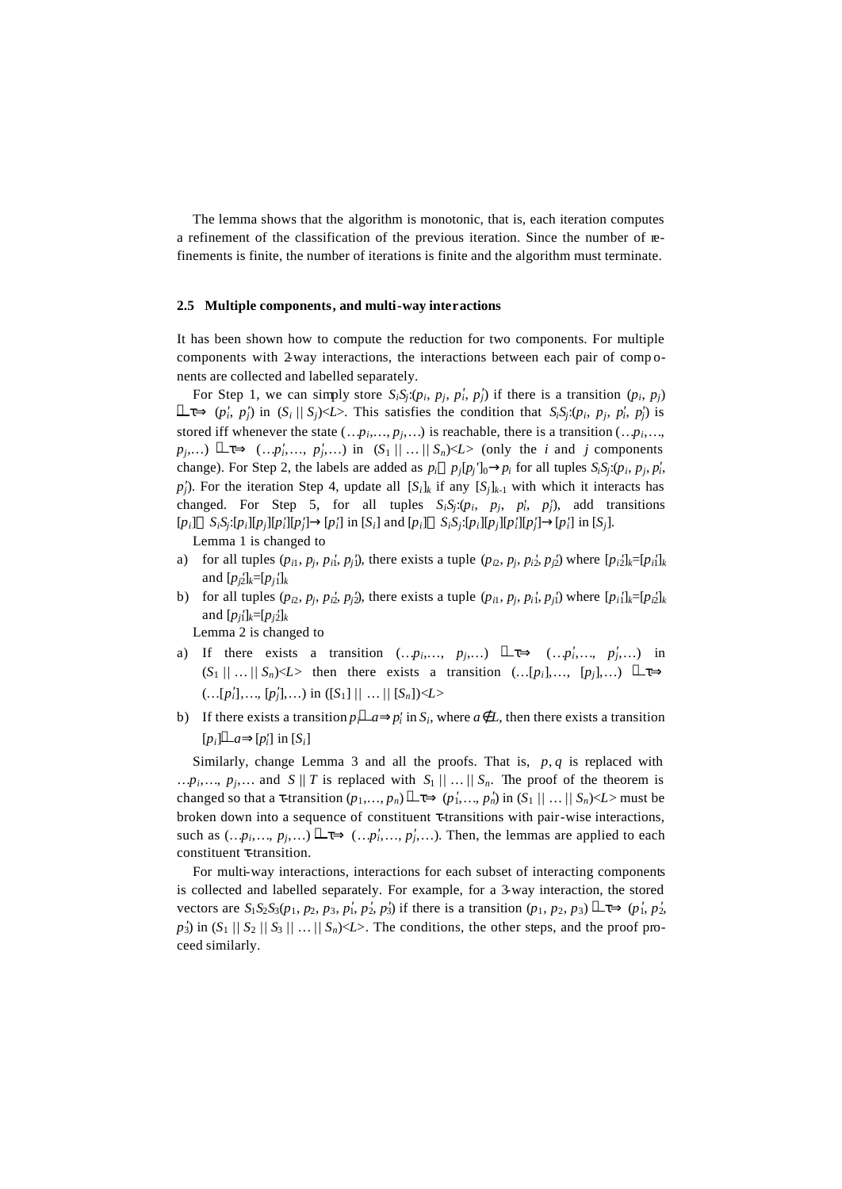The lemma shows that the algorithm is monotonic, that is, each iteration computes a refinement of the classification of the previous iteration. Since the number of refinements is finite, the number of iterations is finite and the algorithm must terminate.

### 2.5 Multiple components, and multi-way interactions

It has been shown how to compute the reduction for two components. For multiple components with 2-way interactions, the interactions between each pair of components are collected and labelled separately.

For Step 1, we can simply store $S_iS_j{:}(p_i, p_j, p_i', p_j')$ if there is a transition $(p_i, p_j) \xRightarrow{\tau} (p_i', p_j')$ in $(S_i \,||\, S_j){<}L{>}$. This satisfies the condition that $S_iS_j{:}(p_i, p_j, p_i', p_j')$ is stored iff whenever the state $(\ldots p_i,\ldots, p_j,\ldots)$ is reachable, there is a transition $(\ldots p_i,\ldots, p_j,\ldots) \xRightarrow{\tau} (\ldots p_i',\ldots, p_j',\ldots)$ in $(S_1 \,||\, \ldots \,||\, S_n){<}L{>}$ (only the $i$ and $j$ components change). For Step 2, the labels are added as $p_i \xrightarrow{p_j[p_j']_0} p_i$ for all tuples $S_iS_j{:}(p_i, p_j, p_i', p_j')$. For the iteration Step 4, update all $[S_i]_k$ if any $[S_j]_{k-1}$ with which it interacts has changed. For Step 5, for all tuples $S_iS_j{:}(p_i, p_j, p_i', p_j')$, add transitions $[p_i] \xrightarrow{S_iS_j:[p_i][p_j][p_i'][p_j']} [p_i']$ in $[S_i]$ and $[p_i] \xrightarrow{S_iS_j:[p_i][p_j][p_i'][p_j']} [p_i']$ in $[S_j]$.

Lemma 1 is changed to

a) for all tuples $(p_{i1}, p_j, p_{i1}', p_{j1}')$, there exists a tuple $(p_{i2}, p_j, p_{i2}', p_{j2}')$ where $[p_{i2}']_k=[p_{i1}']_k$ and $[p_{j2}']_k=[p_{j1}']_k$
b) for all tuples $(p_{i2}, p_j, p_{i2}', p_{j2}')$, there exists a tuple $(p_{i1}, p_j, p_{i1}', p_{j1}')$ where $[p_{i1}']_k=[p_{i2}']_k$ and $[p_{j1}']_k=[p_{j2}']_k$

Lemma 2 is changed to

a) If there exists a transition $(\ldots p_i,\ldots, p_j,\ldots) \xRightarrow{\tau} (\ldots p_i',\ldots, p_j',\ldots)$ in $(S_1 \,||\, \ldots \,||\, S_n){<}L{>}$ then there exists a transition $(\ldots[p_i],\ldots, [p_j],\ldots) \xRightarrow{\tau} (\ldots[p_i'],\ldots, [p_j'],\ldots)$ in $([S_1] \,||\, \ldots \,||\, [S_n]){<}L{>}$
b) If there exists a transition $p_i \xRightarrow{a} p_i'$ in $S_i$, where $a \notin L$, then there exists a transition $[p_i] \xRightarrow{a} [p_i']$ in $[S_i]$

Similarly, change Lemma 3 and all the proofs. That is, $p, q$ is replaced with $\ldots p_i,\ldots, p_j,\ldots$ and $S \,||\, T$ is replaced with $S_1 \,||\, \ldots \,||\, S_n$. The proof of the theorem is changed so that a $\tau$-transition $(p_1,\ldots, p_n) \xRightarrow{\tau} (p_1',\ldots, p_n')$ in $(S_1 \,||\, \ldots \,||\, S_n){<}L{>}$ must be broken down into a sequence of constituent $\tau$-transitions with pair-wise interactions, such as $(\ldots p_i,\ldots, p_j,\ldots) \xRightarrow{\tau} (\ldots p_i',\ldots, p_j',\ldots)$. Then, the lemmas are applied to each constituent $\tau$-transition.

For multi-way interactions, interactions for each subset of interacting components is collected and labelled separately. For example, for a 3-way interaction, the stored vectors are $S_1S_2S_3(p_1, p_2, p_3, p_1', p_2', p_3')$ if there is a transition $(p_1, p_2, p_3) \xRightarrow{\tau} (p_1', p_2', p_3')$ in $(S_1 \,||\, S_2 \,||\, S_3 \,||\, \ldots \,||\, S_n){<}L{>}$. The conditions, the other steps, and the proof proceed similarly.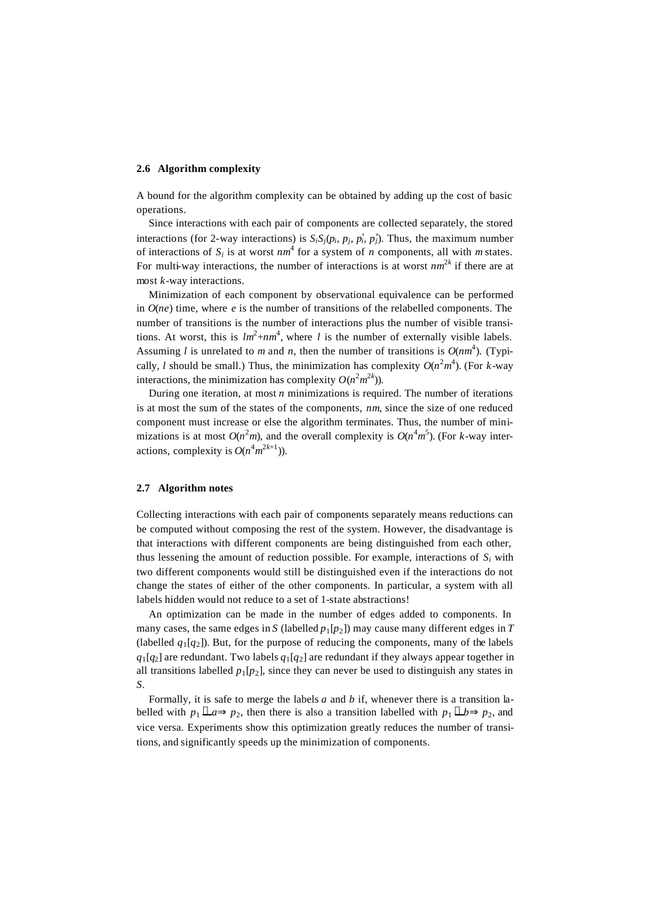### 2.6 Algorithm complexity

A bound for the algorithm complexity can be obtained by adding up the cost of basic operations.

Since interactions with each pair of components are collected separately, the stored interactions (for 2-way interactions) is $S_iS_j(p_i, p_j, p_i', p_j')$. Thus, the maximum number of interactions of $S_i$ is at worst $nm^4$ for a system of $n$ components, all with $m$ states. For multi-way interactions, the number of interactions is at worst $nm^{2k}$ if there are at most $k$-way interactions.

Minimization of each component by observational equivalence can be performed in $O(ne)$ time, where $e$ is the number of transitions of the relabelled components. The number of transitions is the number of interactions plus the number of visible transitions. At worst, this is $lm^2+nm^4$, where $l$ is the number of externally visible labels. Assuming $l$ is unrelated to $m$ and $n$, then the number of transitions is $O(nm^4)$. (Typically, $l$ should be small.) Thus, the minimization has complexity $O(n^2m^4)$. (For $k$-way interactions, the minimization has complexity $O(n^2m^{2k})$).

During one iteration, at most $n$ minimizations is required. The number of iterations is at most the sum of the states of the components, $nm$, since the size of one reduced component must increase or else the algorithm terminates. Thus, the number of minimizations is at most $O(n^2m)$, and the overall complexity is $O(n^4m^5)$. (For $k$-way interactions, complexity is $O(n^4m^{2k+1})$).

### 2.7 Algorithm notes

Collecting interactions with each pair of components separately means reductions can be computed without composing the rest of the system. However, the disadvantage is that interactions with different components are being distinguished from each other, thus lessening the amount of reduction possible. For example, interactions of $S_i$ with two different components would still be distinguished even if the interactions do not change the states of either of the other components. In particular, a system with all labels hidden would not reduce to a set of 1-state abstractions!

An optimization can be made in the number of edges added to components. In many cases, the same edges in $S$ (labelled $p_1[p_2]$) may cause many different edges in $T$ (labelled $q_1[q_2]$). But, for the purpose of reducing the components, many of the labels $q_1[q_2]$ are redundant. Two labels $q_1[q_2]$ are redundant if they always appear together in all transitions labelled $p_1[p_2]$, since they can never be used to distinguish any states in $S$.

Formally, it is safe to merge the labels $a$ and $b$ if, whenever there is a transition labelled with $p_1 \overset{a}{\Longrightarrow} p_2$, then there is also a transition labelled with $p_1 \overset{b}{\Longrightarrow} p_2$, and vice versa. Experiments show this optimization greatly reduces the number of transitions, and significantly speeds up the minimization of components.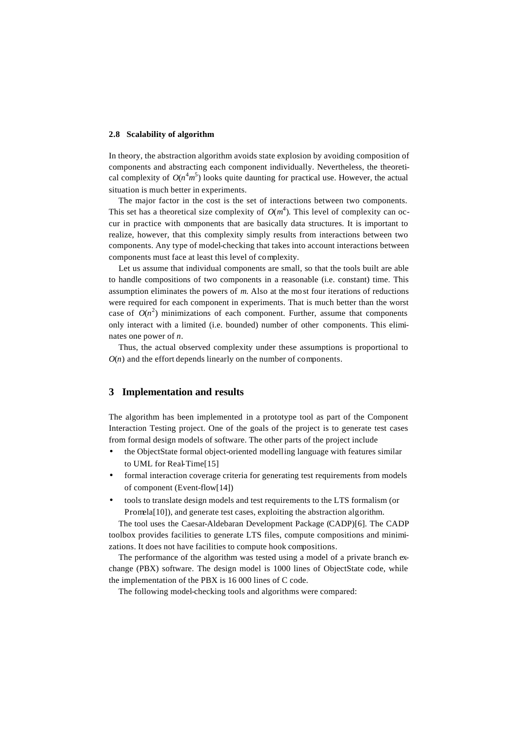### 2.8 Scalability of algorithm

In theory, the abstraction algorithm avoids state explosion by avoiding composition of components and abstracting each component individually. Nevertheless, the theoretical complexity of $O(n^4m^5)$ looks quite daunting for practical use. However, the actual situation is much better in experiments.

The major factor in the cost is the set of interactions between two components. This set has a theoretical size complexity of $O(m^4)$. This level of complexity can occur in practice with components that are basically data structures. It is important to realize, however, that this complexity simply results from interactions between two components. Any type of model-checking that takes into account interactions between components must face at least this level of complexity.

Let us assume that individual components are small, so that the tools built are able to handle compositions of two components in a reasonable (i.e. constant) time. This assumption eliminates the powers of $m$. Also at the most four iterations of reductions were required for each component in experiments. That is much better than the worst case of $O(n^2)$ minimizations of each component. Further, assume that components only interact with a limited (i.e. bounded) number of other components. This eliminates one power of $n$.

Thus, the actual observed complexity under these assumptions is proportional to $O(n)$ and the effort depends linearly on the number of components.

## 3 Implementation and results

The algorithm has been implemented in a prototype tool as part of the Component Interaction Testing project. One of the goals of the project is to generate test cases from formal design models of software. The other parts of the project include

- the ObjectState formal object-oriented modelling language with features similar to UML for Real-Time[15]
- formal interaction coverage criteria for generating test requirements from models of component (Event-flow[14])
- tools to translate design models and test requirements to the LTS formalism (or Promela[10]), and generate test cases, exploiting the abstraction algorithm.

The tool uses the Caesar-Aldebaran Development Package (CADP)[6]. The CADP toolbox provides facilities to generate LTS files, compute compositions and minimizations. It does not have facilities to compute hook compositions.

The performance of the algorithm was tested using a model of a private branch exchange (PBX) software. The design model is 1000 lines of ObjectState code, while the implementation of the PBX is 16 000 lines of C code.

The following model-checking tools and algorithms were compared: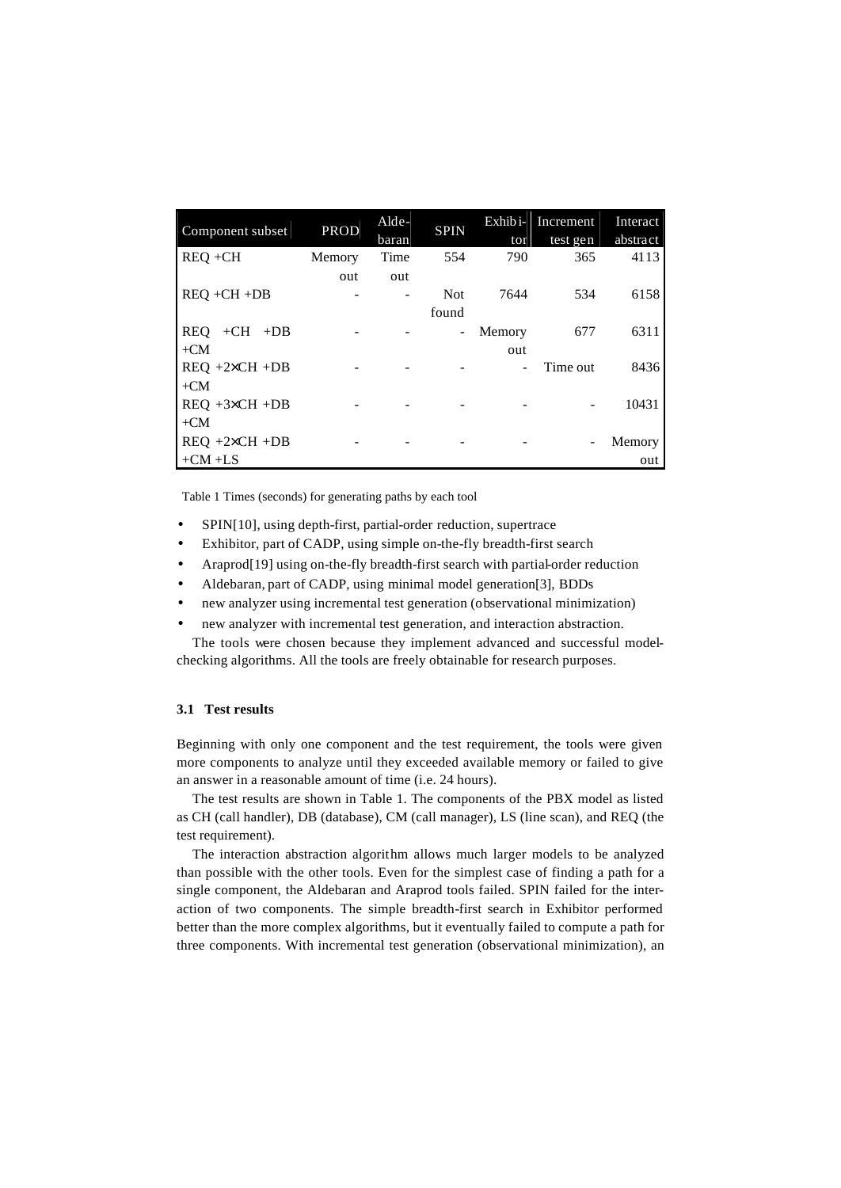| Component subset | PROD | Alde-baran | SPIN | Exhibi-tor | Increment test gen | Interact abstract |
|---|---|---|---|---|---|---|
| REQ +CH | Memory out | Time out | 554 | 790 | 365 | 4113 |
| REQ +CH +DB | - | - | Not found | 7644 | 534 | 6158 |
| REQ +CH +DB +CM | - | - | - | Memory out | 677 | 6311 |
| REQ +2×CH +DB +CM | - | - | - | - | Time out | 8436 |
| REQ +3×CH +DB +CM | - | - | - | - | - | 10431 |
| REQ +2×CH +DB +CM +LS | - | - | - | - | - | Memory out |

Table 1 Times (seconds) for generating paths by each tool

- SPIN[10], using depth-first, partial-order reduction, supertrace
- Exhibitor, part of CADP, using simple on-the-fly breadth-first search
- Araprod[19] using on-the-fly breadth-first search with partial-order reduction
- Aldebaran, part of CADP, using minimal model generation[3], BDDs
- new analyzer using incremental test generation (observational minimization)
- new analyzer with incremental test generation, and interaction abstraction.

The tools were chosen because they implement advanced and successful model-checking algorithms. All the tools are freely obtainable for research purposes.

### 3.1 Test results

Beginning with only one component and the test requirement, the tools were given more components to analyze until they exceeded available memory or failed to give an answer in a reasonable amount of time (i.e. 24 hours).

The test results are shown in Table 1. The components of the PBX model as listed as CH (call handler), DB (database), CM (call manager), LS (line scan), and REQ (the test requirement).

The interaction abstraction algorithm allows much larger models to be analyzed than possible with the other tools. Even for the simplest case of finding a path for a single component, the Aldebaran and Araprod tools failed. SPIN failed for the interaction of two components. The simple breadth-first search in Exhibitor performed better than the more complex algorithms, but it eventually failed to compute a path for three components. With incremental test generation (observational minimization), an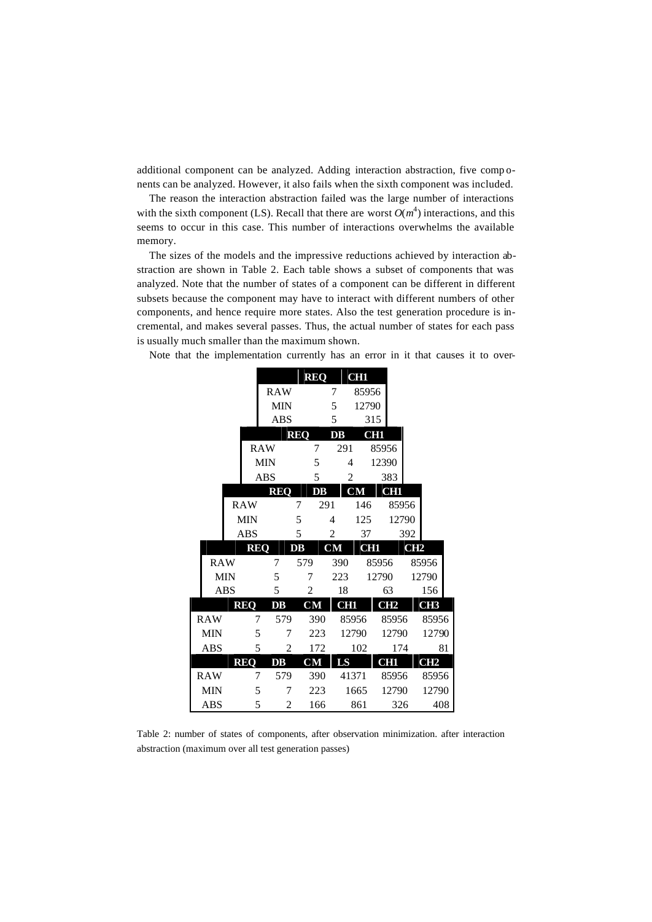additional component can be analyzed. Adding interaction abstraction, five components can be analyzed. However, it also fails when the sixth component was included.

The reason the interaction abstraction failed was the large number of interactions with the sixth component (LS). Recall that there are worst $O(m^4)$ interactions, and this seems to occur in this case. This number of interactions overwhelms the available memory.

The sizes of the models and the impressive reductions achieved by interaction abstraction are shown in Table 2. Each table shows a subset of components that was analyzed. Note that the number of states of a component can be different in different subsets because the component may have to interact with different numbers of other components, and hence require more states. Also the test generation procedure is incremental, and makes several passes. Thus, the actual number of states for each pass is usually much smaller than the maximum shown.

Note that the implementation currently has an error in it that causes it to over-

| | REQ | CH1 |
|---|---|---|
| RAW | 7 | 85956 |
| MIN | 5 | 12790 |
| ABS | 5 | 315 |

| | REQ | DB | CH1 |
|---|---|---|---|
| RAW | 7 | 291 | 85956 |
| MIN | 5 | 4 | 12390 |
| ABS | 5 | 2 | 383 |

| | REQ | DB | CM | CH1 |
|---|---|---|---|---|
| RAW | 7 | 291 | 146 | 85956 |
| MIN | 5 | 4 | 125 | 12790 |
| ABS | 5 | 2 | 37 | 392 |

| | REQ | DB | CM | CH1 | CH2 |
|---|---|---|---|---|---|
| RAW | 7 | 579 | 390 | 85956 | 85956 |
| MIN | 5 | 7 | 223 | 12790 | 12790 |
| ABS | 5 | 2 | 18 | 63 | 156 |

| | REQ | DB | CM | CH1 | CH2 | CH3 |
|---|---|---|---|---|---|---|
| RAW | 7 | 579 | 390 | 85956 | 85956 | 85956 |
| MIN | 5 | 7 | 223 | 12790 | 12790 | 12790 |
| ABS | 5 | 2 | 172 | 102 | 174 | 81 |

| | REQ | DB | CM | LS | CH1 | CH2 |
|---|---|---|---|---|---|---|
| RAW | 7 | 579 | 390 | 41371 | 85956 | 85956 |
| MIN | 5 | 7 | 223 | 1665 | 12790 | 12790 |
| ABS | 5 | 2 | 166 | 861 | 326 | 408 |

Table 2: number of states of components, after observation minimization. after interaction abstraction (maximum over all test generation passes)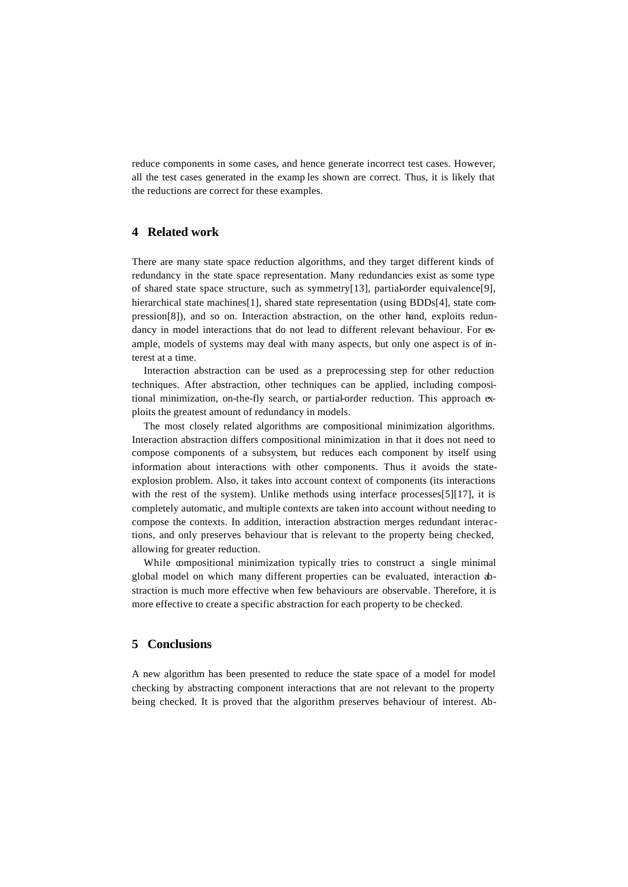reduce components in some cases, and hence generate incorrect test cases. However, all the test cases generated in the examples shown are correct. Thus, it is likely that the reductions are correct for these examples.

## 4 Related work

There are many state space reduction algorithms, and they target different kinds of redundancy in the state space representation. Many redundancies exist as some type of shared state space structure, such as symmetry[13], partial-order equivalence[9], hierarchical state machines[1], shared state representation (using BDDs[4], state compression[8]), and so on. Interaction abstraction, on the other hand, exploits redundancy in model interactions that do not lead to different relevant behaviour. For example, models of systems may deal with many aspects, but only one aspect is of interest at a time.

Interaction abstraction can be used as a preprocessing step for other reduction techniques. After abstraction, other techniques can be applied, including compositional minimization, on-the-fly search, or partial-order reduction. This approach exploits the greatest amount of redundancy in models.

The most closely related algorithms are compositional minimization algorithms. Interaction abstraction differs compositional minimization in that it does not need to compose components of a subsystem, but reduces each component by itself using information about interactions with other components. Thus it avoids the state-explosion problem. Also, it takes into account context of components (its interactions with the rest of the system). Unlike methods using interface processes[5][17], it is completely automatic, and multiple contexts are taken into account without needing to compose the contexts. In addition, interaction abstraction merges redundant interactions, and only preserves behaviour that is relevant to the property being checked, allowing for greater reduction.

While compositional minimization typically tries to construct a single minimal global model on which many different properties can be evaluated, interaction abstraction is much more effective when few behaviours are observable. Therefore, it is more effective to create a specific abstraction for each property to be checked.

## 5 Conclusions

A new algorithm has been presented to reduce the state space of a model for model checking by abstracting component interactions that are not relevant to the property being checked. It is proved that the algorithm preserves behaviour of interest. Ab-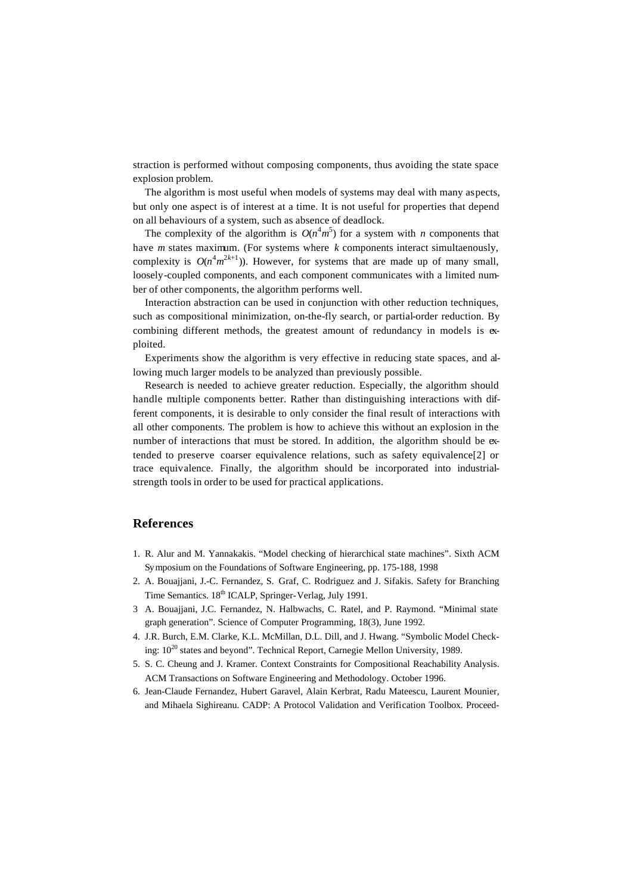straction is performed without composing components, thus avoiding the state space explosion problem.

The algorithm is most useful when models of systems may deal with many aspects, but only one aspect is of interest at a time. It is not useful for properties that depend on all behaviours of a system, such as absence of deadlock.

The complexity of the algorithm is $O(n^4m^5)$ for a system with $n$ components that have $m$ states maximum. (For systems where $k$ components interact simultaenously, complexity is $O(n^4m^{2k+1})$). However, for systems that are made up of many small, loosely-coupled components, and each component communicates with a limited number of other components, the algorithm performs well.

Interaction abstraction can be used in conjunction with other reduction techniques, such as compositional minimization, on-the-fly search, or partial-order reduction. By combining different methods, the greatest amount of redundancy in models is exploited.

Experiments show the algorithm is very effective in reducing state spaces, and allowing much larger models to be analyzed than previously possible.

Research is needed to achieve greater reduction. Especially, the algorithm should handle multiple components better. Rather than distinguishing interactions with different components, it is desirable to only consider the final result of interactions with all other components. The problem is how to achieve this without an explosion in the number of interactions that must be stored. In addition, the algorithm should be extended to preserve coarser equivalence relations, such as safety equivalence[2] or trace equivalence. Finally, the algorithm should be incorporated into industrial-strength tools in order to be used for practical applications.

## References

1. R. Alur and M. Yannakakis. "Model checking of hierarchical state machines". Sixth ACM Symposium on the Foundations of Software Engineering, pp. 175-188, 1998
2. A. Bouajjani, J.-C. Fernandez, S. Graf, C. Rodriguez and J. Sifakis. Safety for Branching Time Semantics. 18th ICALP, Springer-Verlag, July 1991.
3. A. Bouajjani, J.C. Fernandez, N. Halbwachs, C. Ratel, and P. Raymond. "Minimal state graph generation". Science of Computer Programming, 18(3), June 1992.
4. J.R. Burch, E.M. Clarke, K.L. McMillan, D.L. Dill, and J. Hwang. "Symbolic Model Checking: $10^{20}$ states and beyond". Technical Report, Carnegie Mellon University, 1989.
5. S. C. Cheung and J. Kramer. Context Constraints for Compositional Reachability Analysis. ACM Transactions on Software Engineering and Methodology. October 1996.
6. Jean-Claude Fernandez, Hubert Garavel, Alain Kerbrat, Radu Mateescu, Laurent Mounier, and Mihaela Sighireanu. CADP: A Protocol Validation and Verification Toolbox. Proceed-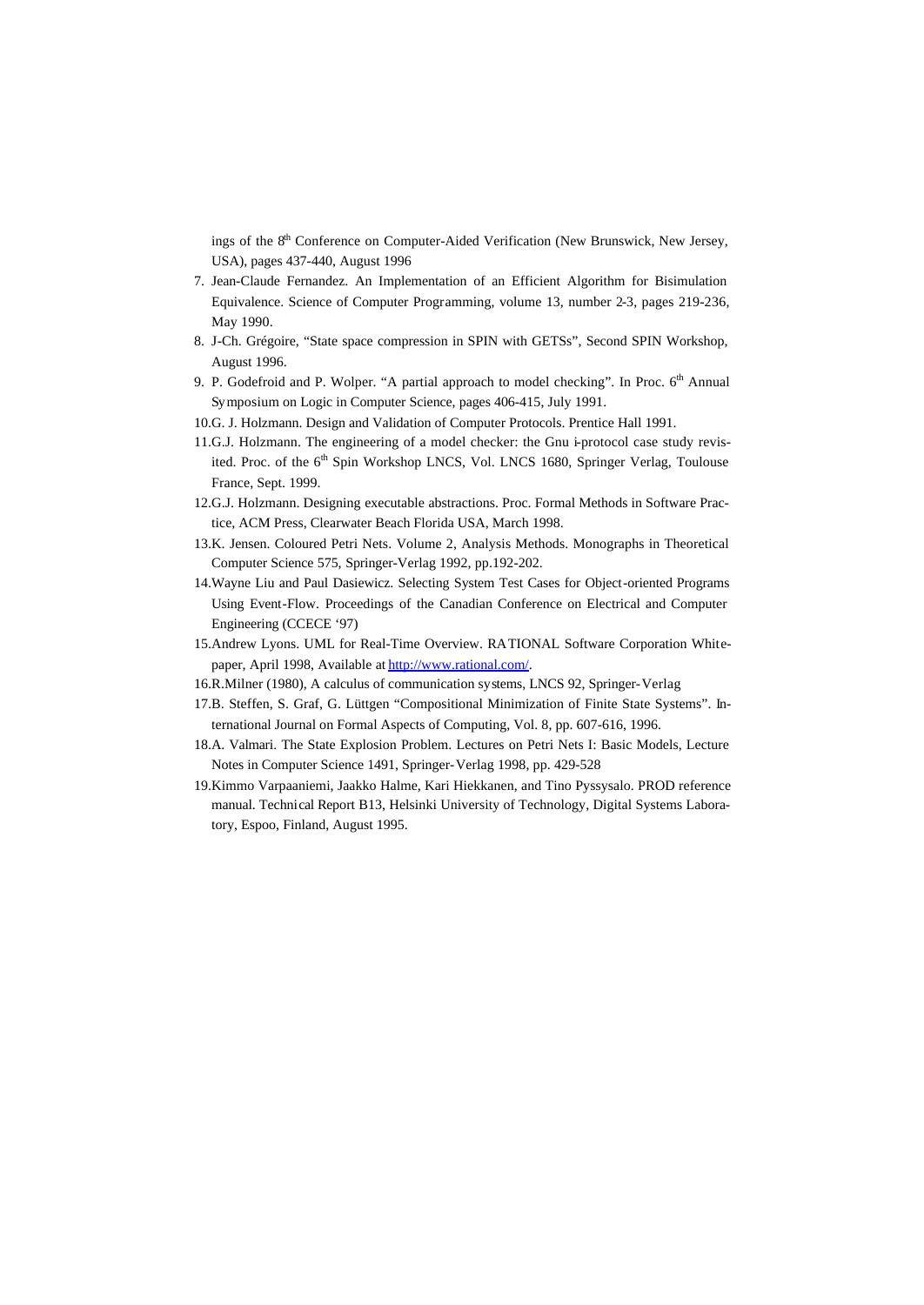ings of the 8th Conference on Computer-Aided Verification (New Brunswick, New Jersey, USA), pages 437-440, August 1996

7. Jean-Claude Fernandez. An Implementation of an Efficient Algorithm for Bisimulation Equivalence. Science of Computer Programming, volume 13, number 2-3, pages 219-236, May 1990.
8. J-Ch. Grégoire, "State space compression in SPIN with GETSs", Second SPIN Workshop, August 1996.
9. P. Godefroid and P. Wolper. "A partial approach to model checking". In Proc. 6th Annual Symposium on Logic in Computer Science, pages 406-415, July 1991.
10. G. J. Holzmann. Design and Validation of Computer Protocols. Prentice Hall 1991.
11. G.J. Holzmann. The engineering of a model checker: the Gnu i-protocol case study revisited. Proc. of the 6th Spin Workshop LNCS, Vol. LNCS 1680, Springer Verlag, Toulouse France, Sept. 1999.
12. G.J. Holzmann. Designing executable abstractions. Proc. Formal Methods in Software Practice, ACM Press, Clearwater Beach Florida USA, March 1998.
13. K. Jensen. Coloured Petri Nets. Volume 2, Analysis Methods. Monographs in Theoretical Computer Science 575, Springer-Verlag 1992, pp.192-202.
14. Wayne Liu and Paul Dasiewicz. Selecting System Test Cases for Object-oriented Programs Using Event-Flow. Proceedings of the Canadian Conference on Electrical and Computer Engineering (CCECE '97)
15. Andrew Lyons. UML for Real-Time Overview. RATIONAL Software Corporation Whitepaper, April 1998, Available at http://www.rational.com/.
16. R.Milner (1980), A calculus of communication systems, LNCS 92, Springer-Verlag
17. B. Steffen, S. Graf, G. Lüttgen "Compositional Minimization of Finite State Systems". International Journal on Formal Aspects of Computing, Vol. 8, pp. 607-616, 1996.
18. A. Valmari. The State Explosion Problem. Lectures on Petri Nets I: Basic Models, Lecture Notes in Computer Science 1491, Springer-Verlag 1998, pp. 429-528
19. Kimmo Varpaaniemi, Jaakko Halme, Kari Hiekkanen, and Tino Pyssysalo. PROD reference manual. Technical Report B13, Helsinki University of Technology, Digital Systems Laboratory, Espoo, Finland, August 1995.